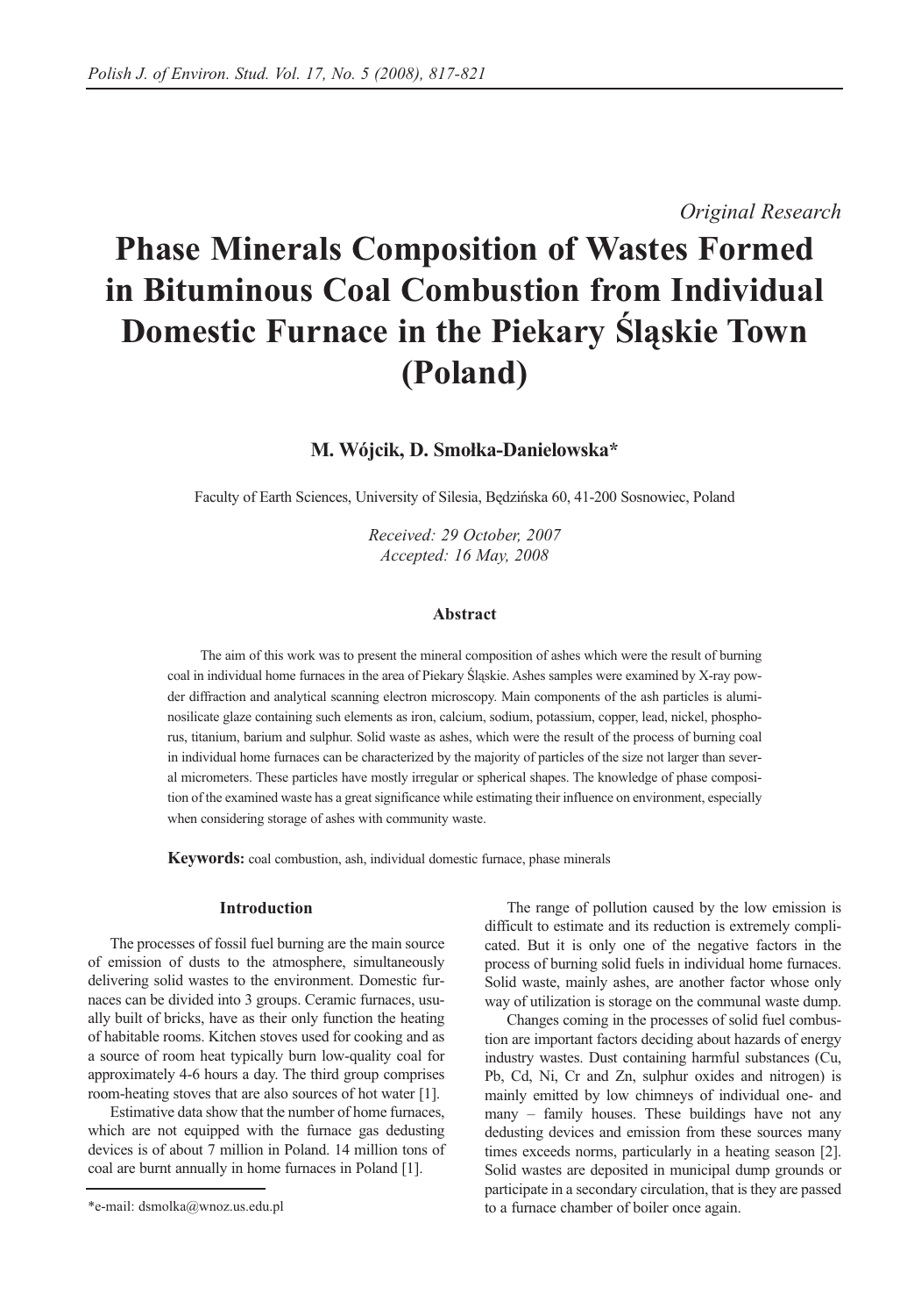*Original Research*

# Phase Minerals Composition of Wastes Formed in Bituminous Coal Combustion from Individual Domestic Furnace in the Piekary Śląskie Town (Poland)

**M. Wójcik, D. Smołka-Danielowska***

Faculty of Earth Sciences, University of Silesia, Będzińska 60, 41-200 Sosnowiec, Poland

*Received: 29 October, 2007*
*Accepted: 16 May, 2008*

### Abstract

The aim of this work was to present the mineral composition of ashes which were the result of burning coal in individual home furnaces in the area of Piekary Śląskie. Ashes samples were examined by X-ray powder diffraction and analytical scanning electron microscopy. Main components of the ash particles is aluminosilicate glaze containing such elements as iron, calcium, sodium, potassium, copper, lead, nickel, phosphorus, titanium, barium and sulphur. Solid waste as ashes, which were the result of the process of burning coal in individual home furnaces can be characterized by the majority of particles of the size not larger than several micrometers. These particles have mostly irregular or spherical shapes. The knowledge of phase composition of the examined waste has a great significance while estimating their influence on environment, especially when considering storage of ashes with community waste.

**Keywords:** coal combustion, ash, individual domestic furnace, phase minerals

## Introduction

The processes of fossil fuel burning are the main source of emission of dusts to the atmosphere, simultaneously delivering solid wastes to the environment. Domestic furnaces can be divided into 3 groups. Ceramic furnaces, usually built of bricks, have as their only function the heating of habitable rooms. Kitchen stoves used for cooking and as a source of room heat typically burn low-quality coal for approximately 4-6 hours a day. The third group comprises room-heating stoves that are also sources of hot water [1].

Estimative data show that the number of home furnaces, which are not equipped with the furnace gas dedusting devices is of about 7 million in Poland. 14 million tons of coal are burnt annually in home furnaces in Poland [1].

The range of pollution caused by the low emission is difficult to estimate and its reduction is extremely complicated. But it is only one of the negative factors in the process of burning solid fuels in individual home furnaces. Solid waste, mainly ashes, are another factor whose only way of utilization is storage on the communal waste dump.

Changes coming in the processes of solid fuel combustion are important factors deciding about hazards of energy industry wastes. Dust containing harmful substances (Cu, Pb, Cd, Ni, Cr and Zn, sulphur oxides and nitrogen) is mainly emitted by low chimneys of individual one- and many – family houses. These buildings have not any dedusting devices and emission from these sources many times exceeds norms, particularly in a heating season [2]. Solid wastes are deposited in municipal dump grounds or participate in a secondary circulation, that is they are passed to a furnace chamber of boiler once again.

*e-mail: dsmolka@wnoz.us.edu.pl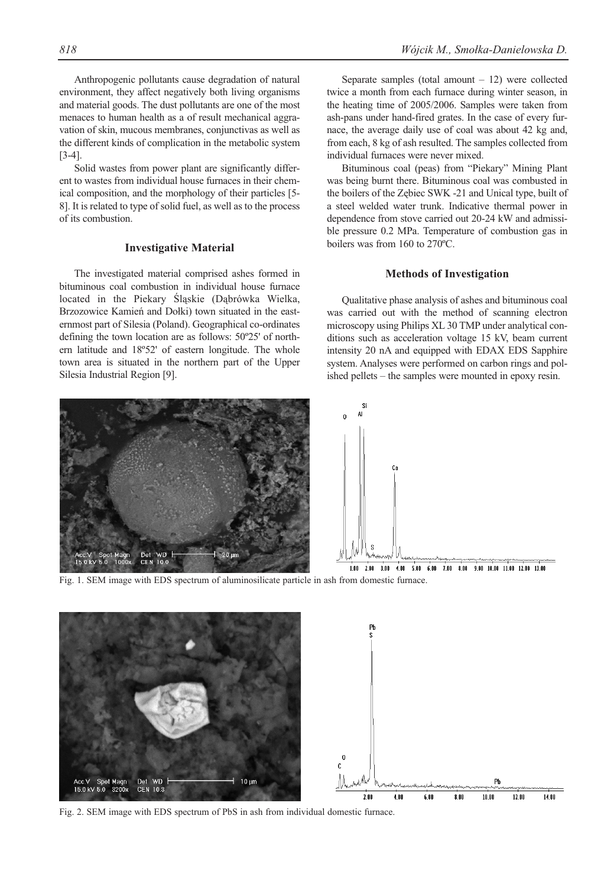Anthropogenic pollutants cause degradation of natural environment, they affect negatively both living organisms and material goods. The dust pollutants are one of the most menaces to human health as a of result mechanical aggravation of skin, mucous membranes, conjunctivas as well as the different kinds of complication in the metabolic system [3-4].

Solid wastes from power plant are significantly different to wastes from individual house furnaces in their chemical composition, and the morphology of their particles [5-8]. It is related to type of solid fuel, as well as to the process of its combustion.

## Investigative Material

The investigated material comprised ashes formed in bituminous coal combustion in individual house furnace located in the Piekary Śląskie (Dąbrówka Wielka, Brzozowice Kamień and Dołki) town situated in the easternmost part of Silesia (Poland). Geographical co-ordinates defining the town location are as follows: 50º25' of northern latitude and 18º52' of eastern longitude. The whole town area is situated in the northern part of the Upper Silesia Industrial Region [9].

Separate samples (total amount – 12) were collected twice a month from each furnace during winter season, in the heating time of 2005/2006. Samples were taken from ash-pans under hand-fired grates. In the case of every furnace, the average daily use of coal was about 42 kg and, from each, 8 kg of ash resulted. The samples collected from individual furnaces were never mixed.

Bituminous coal (peas) from "Piekary" Mining Plant was being burnt there. Bituminous coal was combusted in the boilers of the Zębiec SWK -21 and Unical type, built of a steel welded water trunk. Indicative thermal power in dependence from stove carried out 20-24 kW and admissible pressure 0.2 MPa. Temperature of combustion gas in boilers was from 160 to 270ºC.

## Methods of Investigation

Qualitative phase analysis of ashes and bituminous coal was carried out with the method of scanning electron microscopy using Philips XL 30 TMP under analytical conditions such as acceleration voltage 15 kV, beam current intensity 20 nA and equipped with EDAX EDS Sapphire system. Analyses were performed on carbon rings and polished pellets – the samples were mounted in epoxy resin.

Fig. 1. SEM image with EDS spectrum of aluminosilicate particle in ash from domestic furnace.

Fig. 2. SEM image with EDS spectrum of PbS in ash from individual domestic furnace.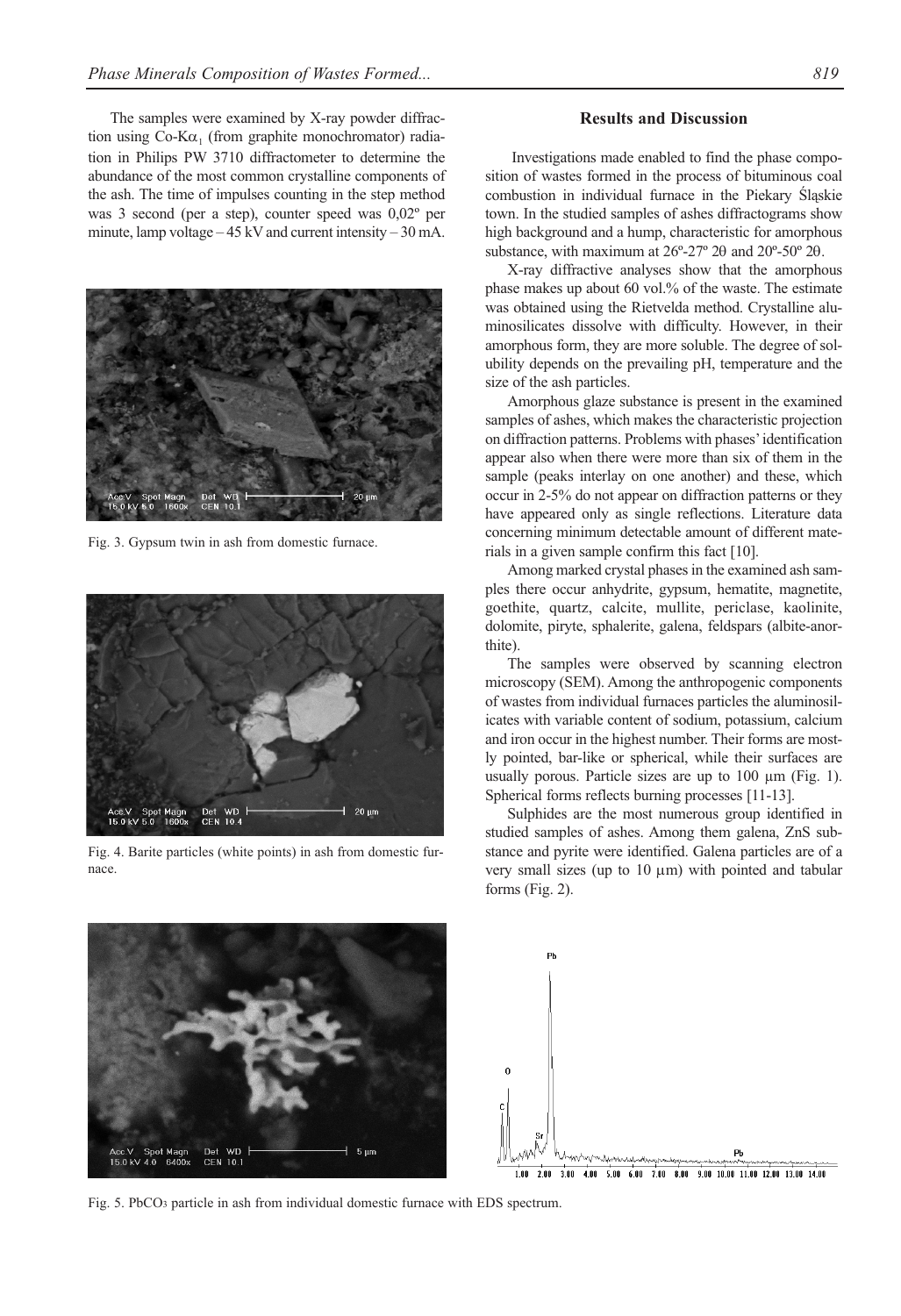The samples were examined by X-ray powder diffraction using Co-K$\alpha_1$ (from graphite monochromator) radiation in Philips PW 3710 diffractometer to determine the abundance of the most common crystalline components of the ash. The time of impulses counting in the step method was 3 second (per a step), counter speed was 0,02º per minute, lamp voltage – 45 kV and current intensity – 30 mA.

Fig. 3. Gypsum twin in ash from domestic furnace.

Fig. 4. Barite particles (white points) in ash from domestic furnace.

## Results and Discussion

Investigations made enabled to find the phase composition of wastes formed in the process of bituminous coal combustion in individual furnace in the Piekary Śląskie town. In the studied samples of ashes diffractograms show high background and a hump, characteristic for amorphous substance, with maximum at 26º-27º 2θ and 20º-50º 2θ.

X-ray diffractive analyses show that the amorphous phase makes up about 60 vol.% of the waste. The estimate was obtained using the Rietvelda method. Crystalline aluminosilicates dissolve with difficulty. However, in their amorphous form, they are more soluble. The degree of solubility depends on the prevailing pH, temperature and the size of the ash particles.

Amorphous glaze substance is present in the examined samples of ashes, which makes the characteristic projection on diffraction patterns. Problems with phases' identification appear also when there were more than six of them in the sample (peaks interlay on one another) and these, which occur in 2-5% do not appear on diffraction patterns or they have appeared only as single reflections. Literature data concerning minimum detectable amount of different materials in a given sample confirm this fact [10].

Among marked crystal phases in the examined ash samples there occur anhydrite, gypsum, hematite, magnetite, goethite, quartz, calcite, mullite, periclase, kaolinite, dolomite, piryte, sphalerite, galena, feldspars (albite-anorthite).

The samples were observed by scanning electron microscopy (SEM). Among the anthropogenic components of wastes from individual furnaces particles the aluminosilicates with variable content of sodium, potassium, calcium and iron occur in the highest number. Their forms are mostly pointed, bar-like or spherical, while their surfaces are usually porous. Particle sizes are up to 100 µm (Fig. 1). Spherical forms reflects burning processes [11-13].

Sulphides are the most numerous group identified in studied samples of ashes. Among them galena, ZnS substance and pyrite were identified. Galena particles are of a very small sizes (up to 10 µm) with pointed and tabular forms (Fig. 2).

Fig. 5. $PbCO_3$ particle in ash from individual domestic furnace with EDS spectrum.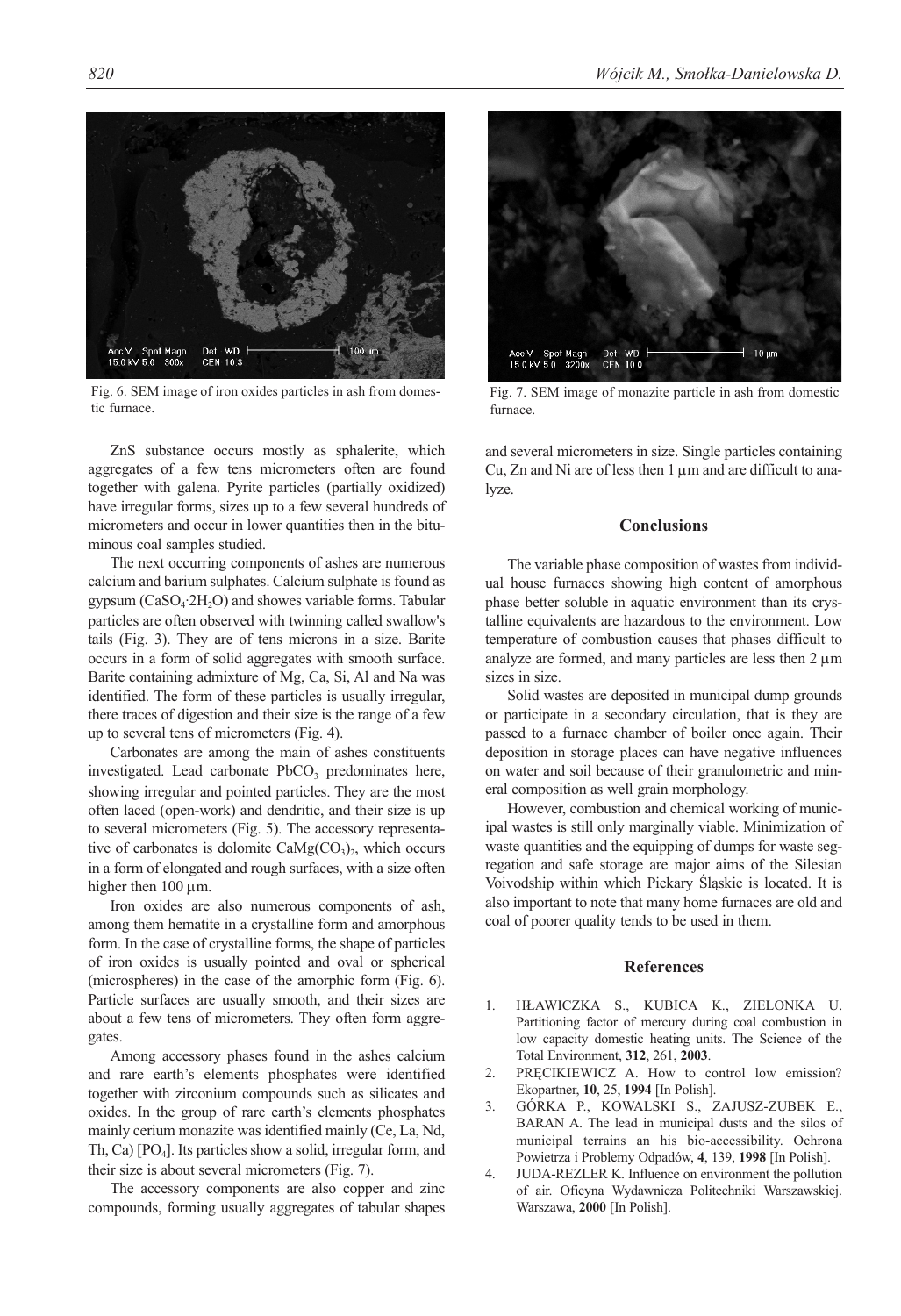Fig. 6. SEM image of iron oxides particles in ash from domestic furnace.

Fig. 7. SEM image of monazite particle in ash from domestic furnace.

ZnS substance occurs mostly as sphalerite, which aggregates of a few tens micrometers often are found together with galena. Pyrite particles (partially oxidized) have irregular forms, sizes up to a few several hundreds of micrometers and occur in lower quantities then in the bituminous coal samples studied.

The next occurring components of ashes are numerous calcium and barium sulphates. Calcium sulphate is found as gypsum ($CaSO_4 \cdot 2H_2O$) and showes variable forms. Tabular particles are often observed with twinning called swallow's tails (Fig. 3). They are of tens microns in a size. Barite occurs in a form of solid aggregates with smooth surface. Barite containing admixture of Mg, Ca, Si, Al and Na was identified. The form of these particles is usually irregular, there traces of digestion and their size is the range of a few up to several tens of micrometers (Fig. 4).

Carbonates are among the main of ashes constituents investigated. Lead carbonate $PbCO_3$ predominates here, showing irregular and pointed particles. They are the most often laced (open-work) and dendritic, and their size is up to several micrometers (Fig. 5). The accessory representative of carbonates is dolomite $CaMg(CO_3)_2$, which occurs in a form of elongated and rough surfaces, with a size often higher then 100 μm.

Iron oxides are also numerous components of ash, among them hematite in a crystalline form and amorphous form. In the case of crystalline forms, the shape of particles of iron oxides is usually pointed and oval or spherical (microspheres) in the case of the amorphic form (Fig. 6). Particle surfaces are usually smooth, and their sizes are about a few tens of micrometers. They often form aggregates.

Among accessory phases found in the ashes calcium and rare earth's elements phosphates were identified together with zirconium compounds such as silicates and oxides. In the group of rare earth's elements phosphates mainly cerium monazite was identified mainly (Ce, La, Nd, Th, Ca) $[PO_4]$. Its particles show a solid, irregular form, and their size is about several micrometers (Fig. 7).

The accessory components are also copper and zinc compounds, forming usually aggregates of tabular shapes and several micrometers in size. Single particles containing Cu, Zn and Ni are of less then 1 μm and are difficult to analyze.

## Conclusions

The variable phase composition of wastes from individual house furnaces showing high content of amorphous phase better soluble in aquatic environment than its crystalline equivalents are hazardous to the environment. Low temperature of combustion causes that phases difficult to analyze are formed, and many particles are less then 2 μm sizes in size.

Solid wastes are deposited in municipal dump grounds or participate in a secondary circulation, that is they are passed to a furnace chamber of boiler once again. Their deposition in storage places can have negative influences on water and soil because of their granulometric and mineral composition as well grain morphology.

However, combustion and chemical working of municipal wastes is still only marginally viable. Minimization of waste quantities and the equipping of dumps for waste segregation and safe storage are major aims of the Silesian Voivodship within which Piekary Śląskie is located. It is also important to note that many home furnaces are old and coal of poorer quality tends to be used in them.

## References

1. HŁAWICZKA S., KUBICA K., ZIELONKA U. Partitioning factor of mercury during coal combustion in low capacity domestic heating units. The Science of the Total Environment, **312**, 261, **2003**.
2. PRĘCIKIEWICZ A. How to control low emission? Ekopartner, **10**, 25, **1994** [In Polish].
3. GÓRKA P., KOWALSKI S., ZAJUSZ-ZUBEK E., BARAN A. The lead in municipal dusts and the silos of municipal terrains an his bio-accessibility. Ochrona Powietrza i Problemy Odpadów, **4**, 139, **1998** [In Polish].
4. JUDA-REZLER K. Influence on environment the pollution of air. Oficyna Wydawnicza Politechniki Warszawskiej. Warszawa, **2000** [In Polish].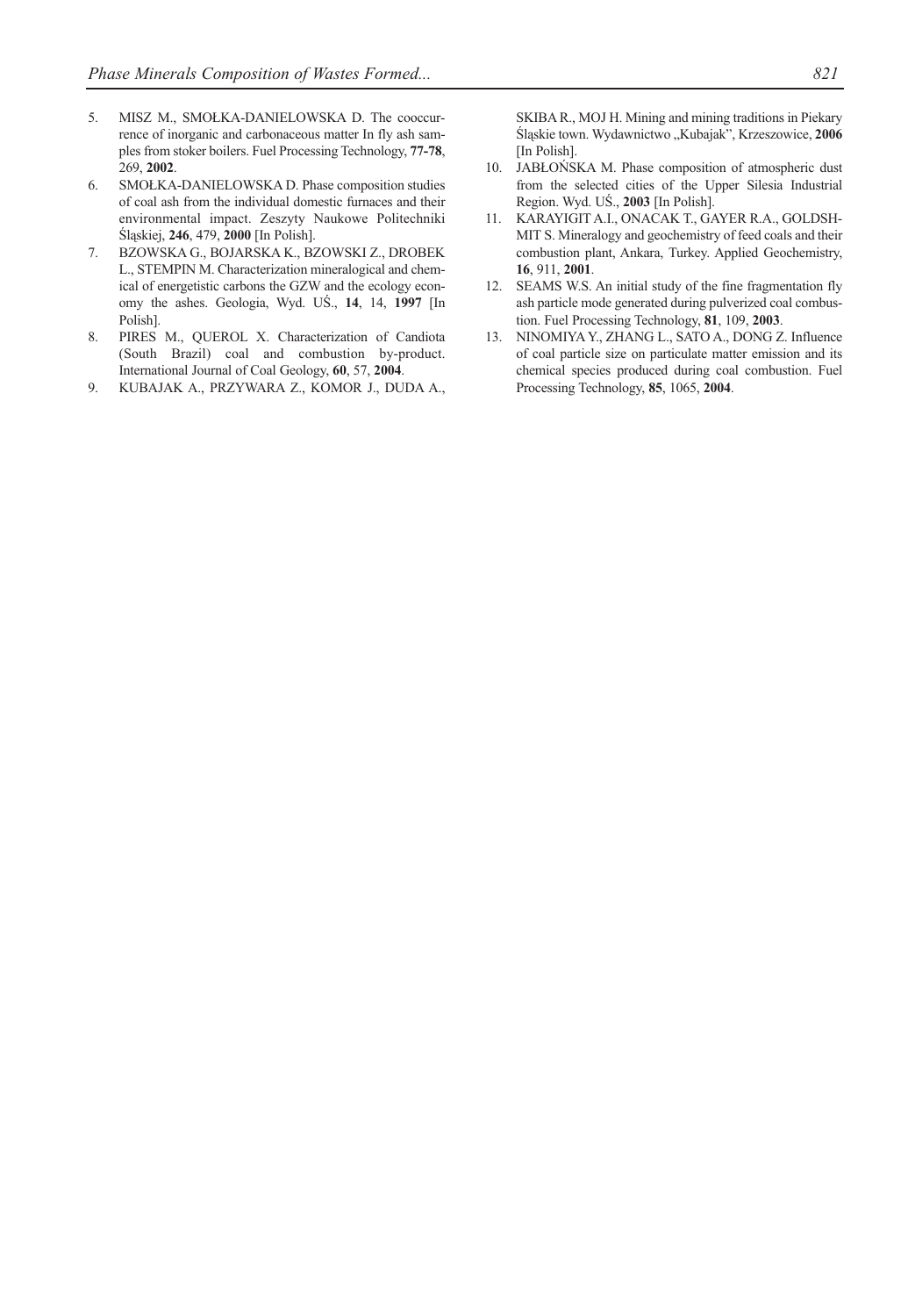5. MISZ M., SMOŁKA-DANIELOWSKA D. The cooccurrence of inorganic and carbonaceous matter In fly ash samples from stoker boilers. Fuel Processing Technology, **77-78**, 269, **2002**.
6. SMOŁKA-DANIELOWSKA D. Phase composition studies of coal ash from the individual domestic furnaces and their environmental impact. Zeszyty Naukowe Politechniki Śląskiej, **246**, 479, **2000** [In Polish].
7. BZOWSKA G., BOJARSKA K., BZOWSKI Z., DROBEK L., STEMPIN M. Characterization mineralogical and chemical of energetistic carbons the GZW and the ecology economy the ashes. Geologia, Wyd. UŚ., **14**, 14, **1997** [In Polish].
8. PIRES M., QUEROL X. Characterization of Candiota (South Brazil) coal and combustion by-product. International Journal of Coal Geology, **60**, 57, **2004**.
9. KUBAJAK A., PRZYWARA Z., KOMOR J., DUDA A., SKIBA R., MOJ H. Mining and mining traditions in Piekary Śląskie town. Wydawnictwo „Kubajak", Krzeszowice, **2006** [In Polish].
10. JABŁOŃSKA M. Phase composition of atmospheric dust from the selected cities of the Upper Silesia Industrial Region. Wyd. UŚ., **2003** [In Polish].
11. KARAYIGIT A.I., ONACAK T., GAYER R.A., GOLDSHMIT S. Mineralogy and geochemistry of feed coals and their combustion plant, Ankara, Turkey. Applied Geochemistry, **16**, 911, **2001**.
12. SEAMS W.S. An initial study of the fine fragmentation fly ash particle mode generated during pulverized coal combustion. Fuel Processing Technology, **81**, 109, **2003**.
13. NINOMIYA Y., ZHANG L., SATO A., DONG Z. Influence of coal particle size on particulate matter emission and its chemical species produced during coal combustion. Fuel Processing Technology, **85**, 1065, **2004**.